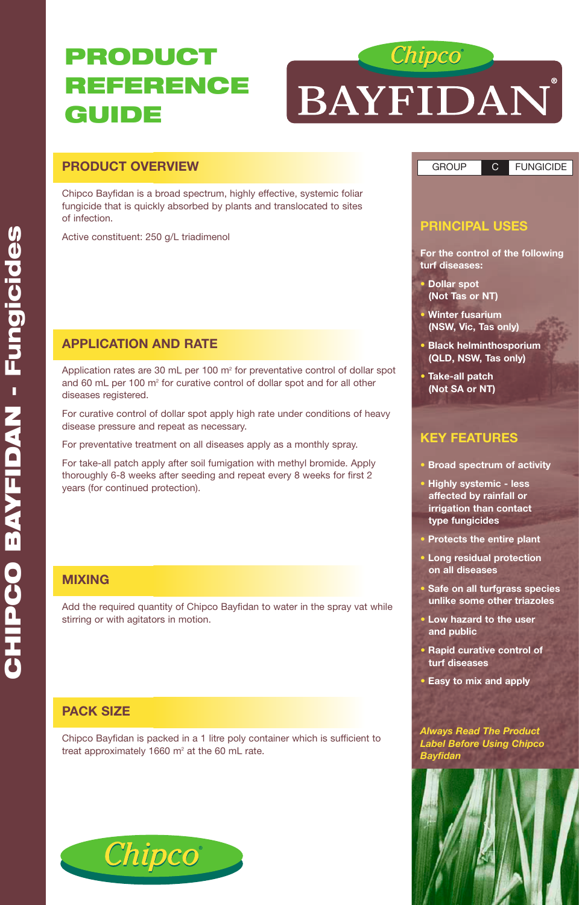# PRODUCT REFERENCE GUIDE

# Chipco BAYFIDAN®

## PRODUCT OVERVIEW

Chipco Bayfidan is a broad spectrum, highly effective, systemic foliar fungicide that is quickly absorbed by plants and translocated to sites of infection.

Active constituent: 250 g/L triadimenol

## APPLICATION AND RATE

Application rates are 30 mL per 100 m² for preventative control of dollar spot and 60 mL per 100 m² for curative control of dollar spot and for all other diseases registered.

For curative control of dollar spot apply high rate under conditions of heavy disease pressure and repeat as necessary.

For preventative treatment on all diseases apply as a monthly spray.

For take-all patch apply after soil fumigation with methyl bromide. Apply thoroughly 6-8 weeks after seeding and repeat every 8 weeks for first 2 years (for continued protection).

## MIXING

Add the required quantity of Chipco Bayfidan to water in the spray vat while stirring or with agitators in motion.

## PACK SIZE

Chipco Bayfidan is packed in a 1 litre poly container which is sufficient to treat approximately 1660 m² at the 60 mL rate.

| GROUP | C | FUNGICIDE |
|---|---|---|

## PRINCIPAL USES

**For the control of the following turf diseases:**

- **Dollar spot (Not Tas or NT)**
- **Winter fusarium (NSW, Vic, Tas only)**
- **Black helminthosporium (QLD, NSW, Tas only)**
- **Take-all patch (Not SA or NT)**

## KEY FEATURES

- **Broad spectrum of activity**
- **Highly systemic - less affected by rainfall or irrigation than contact type fungicides**
- **Protects the entire plant**
- **Long residual protection on all diseases**
- **Safe on all turfgrass species unlike some other triazoles**
- **Low hazard to the user and public**
- **Rapid curative control of turf diseases**
- **Easy to mix and apply**

***Always Read The Product Label Before Using Chipco Bayfidan***

Chipco®

CHIPCO BAYFIDAN - Fungicides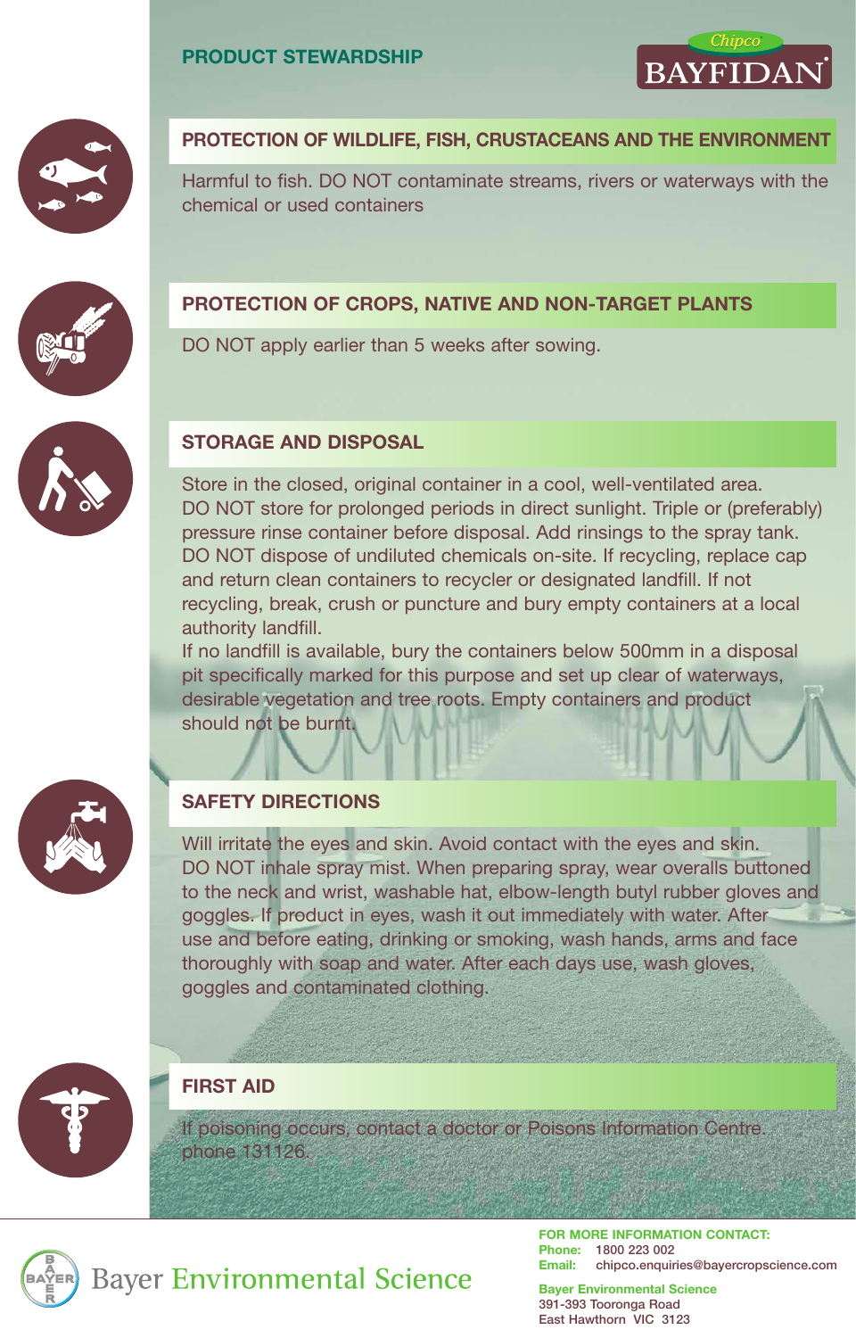## PRODUCT STEWARDSHIP

Chipco BAYFIDAN

### PROTECTION OF WILDLIFE, FISH, CRUSTACEANS AND THE ENVIRONMENT

Harmful to fish. DO NOT contaminate streams, rivers or waterways with the chemical or used containers

### PROTECTION OF CROPS, NATIVE AND NON-TARGET PLANTS

DO NOT apply earlier than 5 weeks after sowing.

### STORAGE AND DISPOSAL

Store in the closed, original container in a cool, well-ventilated area. DO NOT store for prolonged periods in direct sunlight. Triple or (preferably) pressure rinse container before disposal. Add rinsings to the spray tank. DO NOT dispose of undiluted chemicals on-site. If recycling, replace cap and return clean containers to recycler or designated landfill. If not recycling, break, crush or puncture and bury empty containers at a local authority landfill.

If no landfill is available, bury the containers below 500mm in a disposal pit specifically marked for this purpose and set up clear of waterways, desirable vegetation and tree roots. Empty containers and product should not be burnt.

### SAFETY DIRECTIONS

Will irritate the eyes and skin. Avoid contact with the eyes and skin. DO NOT inhale spray mist. When preparing spray, wear overalls buttoned to the neck and wrist, washable hat, elbow-length butyl rubber gloves and goggles. If product in eyes, wash it out immediately with water. After use and before eating, drinking or smoking, wash hands, arms and face thoroughly with soap and water. After each days use, wash gloves, goggles and contaminated clothing.

### FIRST AID

If poisoning occurs, contact a doctor or Poisons Information Centre. phone 131126.

Bayer Environmental Science

**FOR MORE INFORMATION CONTACT:**
**Phone:** 1800 223 002
**Email:** chipco.enquiries@bayercropscience.com

**Bayer Environmental Science**
391-393 Tooronga Road
East Hawthorn VIC 3123